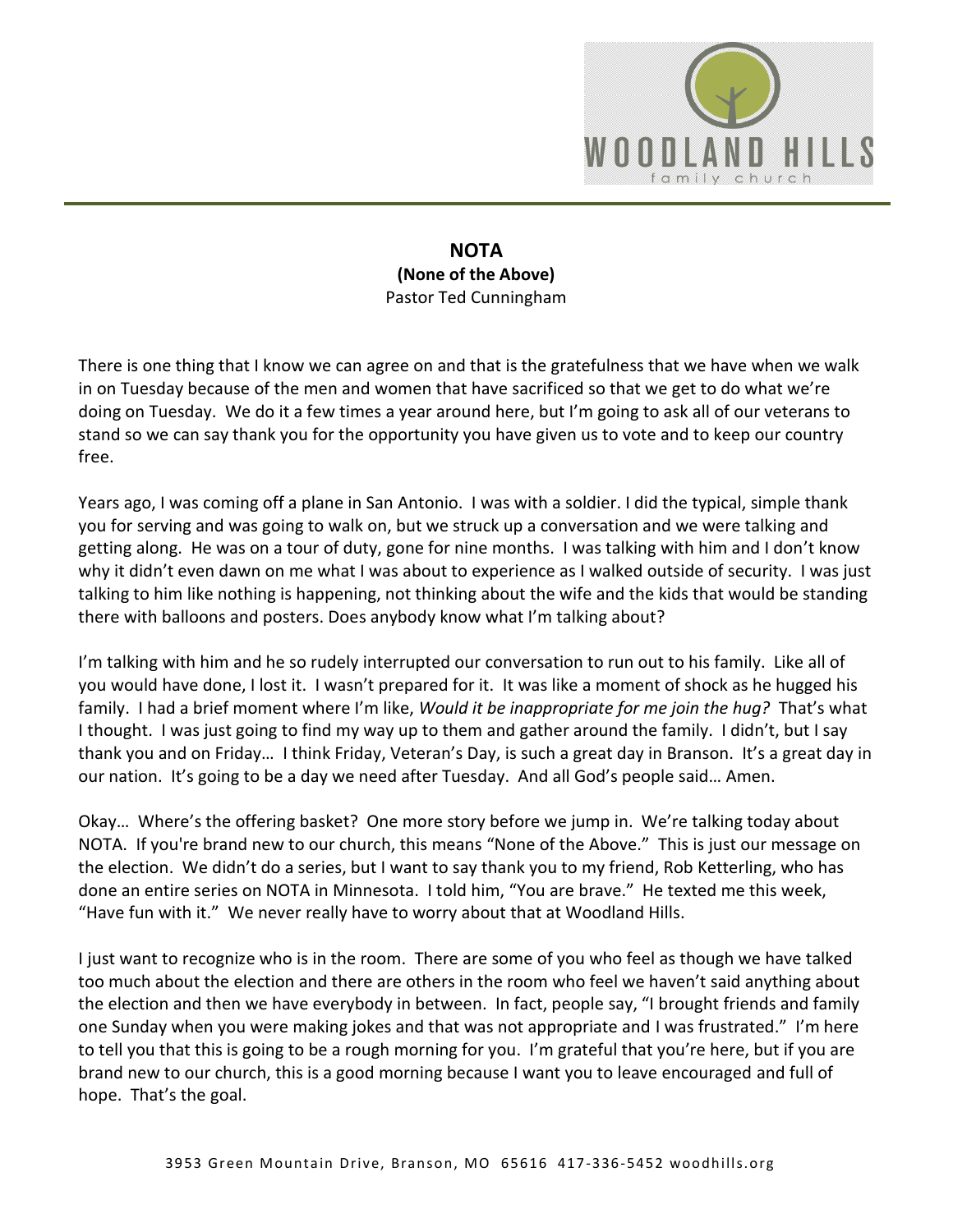# NOTA

**(None of the Above)**

Pastor Ted Cunningham

There is one thing that I know we can agree on and that is the gratefulness that we have when we walk in on Tuesday because of the men and women that have sacrificed so that we get to do what we're doing on Tuesday. We do it a few times a year around here, but I'm going to ask all of our veterans to stand so we can say thank you for the opportunity you have given us to vote and to keep our country free.

Years ago, I was coming off a plane in San Antonio. I was with a soldier. I did the typical, simple thank you for serving and was going to walk on, but we struck up a conversation and we were talking and getting along. He was on a tour of duty, gone for nine months. I was talking with him and I don't know why it didn't even dawn on me what I was about to experience as I walked outside of security. I was just talking to him like nothing is happening, not thinking about the wife and the kids that would be standing there with balloons and posters. Does anybody know what I'm talking about?

I'm talking with him and he so rudely interrupted our conversation to run out to his family. Like all of you would have done, I lost it. I wasn't prepared for it. It was like a moment of shock as he hugged his family. I had a brief moment where I'm like, *Would it be inappropriate for me join the hug?* That's what I thought. I was just going to find my way up to them and gather around the family. I didn't, but I say thank you and on Friday… I think Friday, Veteran's Day, is such a great day in Branson. It's a great day in our nation. It's going to be a day we need after Tuesday. And all God's people said… Amen.

Okay… Where's the offering basket? One more story before we jump in. We're talking today about NOTA. If you're brand new to our church, this means "None of the Above." This is just our message on the election. We didn't do a series, but I want to say thank you to my friend, Rob Ketterling, who has done an entire series on NOTA in Minnesota. I told him, "You are brave." He texted me this week, "Have fun with it." We never really have to worry about that at Woodland Hills.

I just want to recognize who is in the room. There are some of you who feel as though we have talked too much about the election and there are others in the room who feel we haven't said anything about the election and then we have everybody in between. In fact, people say, "I brought friends and family one Sunday when you were making jokes and that was not appropriate and I was frustrated." I'm here to tell you that this is going to be a rough morning for you. I'm grateful that you're here, but if you are brand new to our church, this is a good morning because I want you to leave encouraged and full of hope. That's the goal.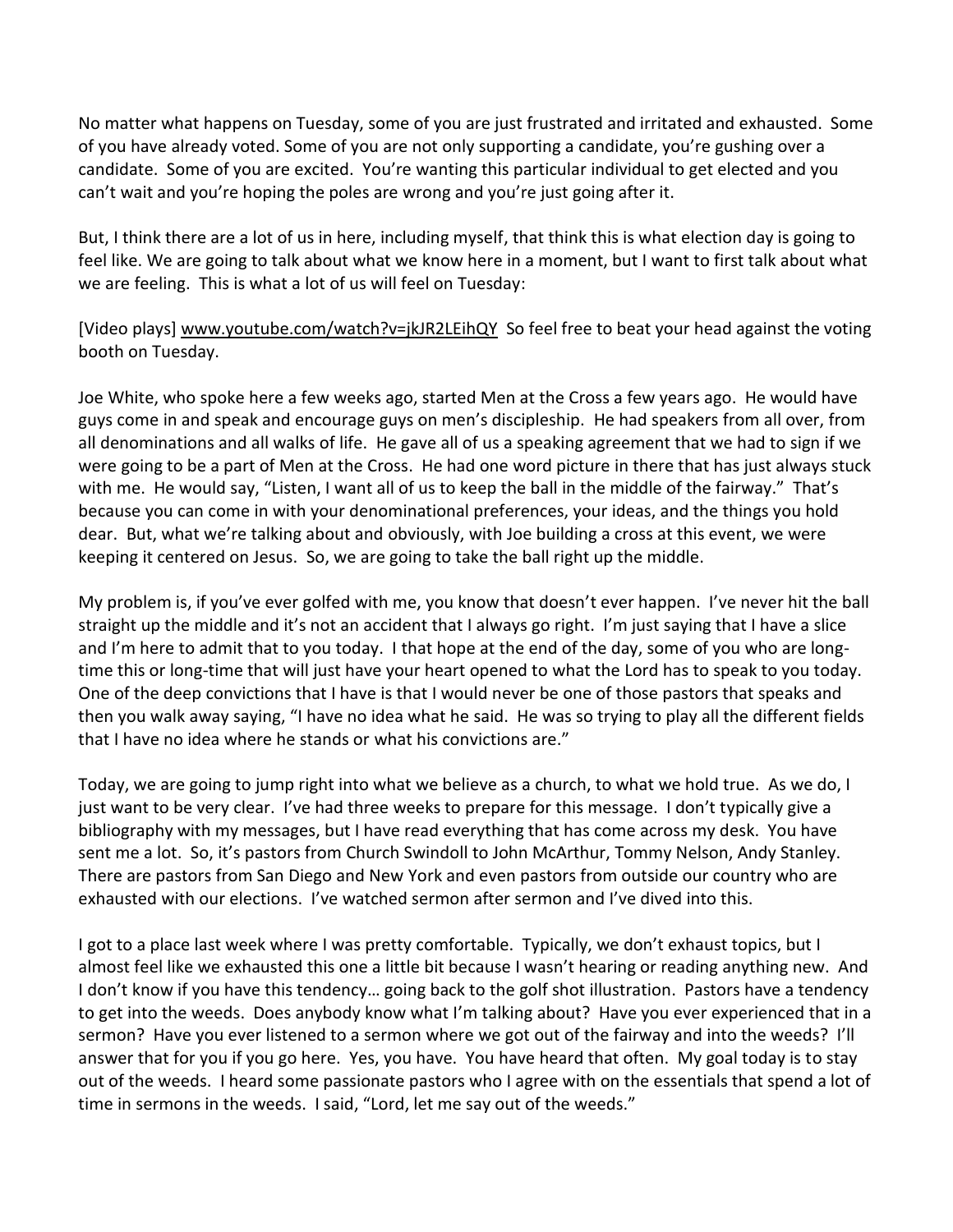No matter what happens on Tuesday, some of you are just frustrated and irritated and exhausted. Some of you have already voted. Some of you are not only supporting a candidate, you're gushing over a candidate. Some of you are excited. You're wanting this particular individual to get elected and you can't wait and you're hoping the poles are wrong and you're just going after it.

But, I think there are a lot of us in here, including myself, that think this is what election day is going to feel like. We are going to talk about what we know here in a moment, but I want to first talk about what we are feeling. This is what a lot of us will feel on Tuesday:

[Video plays] www.youtube.com/watch?v=jkJR2LEihQY So feel free to beat your head against the voting booth on Tuesday.

Joe White, who spoke here a few weeks ago, started Men at the Cross a few years ago. He would have guys come in and speak and encourage guys on men's discipleship. He had speakers from all over, from all denominations and all walks of life. He gave all of us a speaking agreement that we had to sign if we were going to be a part of Men at the Cross. He had one word picture in there that has just always stuck with me. He would say, "Listen, I want all of us to keep the ball in the middle of the fairway." That's because you can come in with your denominational preferences, your ideas, and the things you hold dear. But, what we're talking about and obviously, with Joe building a cross at this event, we were keeping it centered on Jesus. So, we are going to take the ball right up the middle.

My problem is, if you've ever golfed with me, you know that doesn't ever happen. I've never hit the ball straight up the middle and it's not an accident that I always go right. I'm just saying that I have a slice and I'm here to admit that to you today. I that hope at the end of the day, some of you who are long-time this or long-time that will just have your heart opened to what the Lord has to speak to you today. One of the deep convictions that I have is that I would never be one of those pastors that speaks and then you walk away saying, "I have no idea what he said. He was so trying to play all the different fields that I have no idea where he stands or what his convictions are."

Today, we are going to jump right into what we believe as a church, to what we hold true. As we do, I just want to be very clear. I've had three weeks to prepare for this message. I don't typically give a bibliography with my messages, but I have read everything that has come across my desk. You have sent me a lot. So, it's pastors from Church Swindoll to John McArthur, Tommy Nelson, Andy Stanley. There are pastors from San Diego and New York and even pastors from outside our country who are exhausted with our elections. I've watched sermon after sermon and I've dived into this.

I got to a place last week where I was pretty comfortable. Typically, we don't exhaust topics, but I almost feel like we exhausted this one a little bit because I wasn't hearing or reading anything new. And I don't know if you have this tendency… going back to the golf shot illustration. Pastors have a tendency to get into the weeds. Does anybody know what I'm talking about? Have you ever experienced that in a sermon? Have you ever listened to a sermon where we got out of the fairway and into the weeds? I'll answer that for you if you go here. Yes, you have. You have heard that often. My goal today is to stay out of the weeds. I heard some passionate pastors who I agree with on the essentials that spend a lot of time in sermons in the weeds. I said, "Lord, let me say out of the weeds."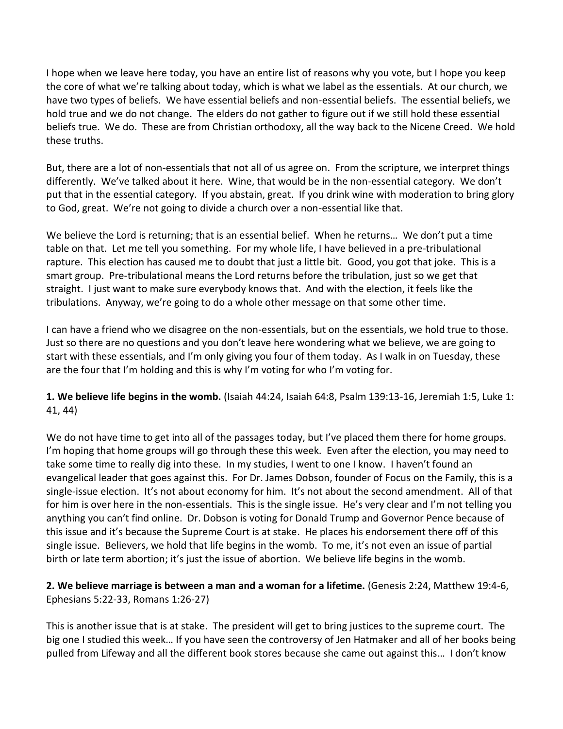I hope when we leave here today, you have an entire list of reasons why you vote, but I hope you keep the core of what we're talking about today, which is what we label as the essentials. At our church, we have two types of beliefs. We have essential beliefs and non-essential beliefs. The essential beliefs, we hold true and we do not change. The elders do not gather to figure out if we still hold these essential beliefs true. We do. These are from Christian orthodoxy, all the way back to the Nicene Creed. We hold these truths.

But, there are a lot of non-essentials that not all of us agree on. From the scripture, we interpret things differently. We've talked about it here. Wine, that would be in the non-essential category. We don't put that in the essential category. If you abstain, great. If you drink wine with moderation to bring glory to God, great. We're not going to divide a church over a non-essential like that.

We believe the Lord is returning; that is an essential belief. When he returns… We don't put a time table on that. Let me tell you something. For my whole life, I have believed in a pre-tribulational rapture. This election has caused me to doubt that just a little bit. Good, you got that joke. This is a smart group. Pre-tribulational means the Lord returns before the tribulation, just so we get that straight. I just want to make sure everybody knows that. And with the election, it feels like the tribulations. Anyway, we're going to do a whole other message on that some other time.

I can have a friend who we disagree on the non-essentials, but on the essentials, we hold true to those. Just so there are no questions and you don't leave here wondering what we believe, we are going to start with these essentials, and I'm only giving you four of them today. As I walk in on Tuesday, these are the four that I'm holding and this is why I'm voting for who I'm voting for.

**1. We believe life begins in the womb.** (Isaiah 44:24, Isaiah 64:8, Psalm 139:13-16, Jeremiah 1:5, Luke 1: 41, 44)

We do not have time to get into all of the passages today, but I've placed them there for home groups. I'm hoping that home groups will go through these this week. Even after the election, you may need to take some time to really dig into these. In my studies, I went to one I know. I haven't found an evangelical leader that goes against this. For Dr. James Dobson, founder of Focus on the Family, this is a single-issue election. It's not about economy for him. It's not about the second amendment. All of that for him is over here in the non-essentials. This is the single issue. He's very clear and I'm not telling you anything you can't find online. Dr. Dobson is voting for Donald Trump and Governor Pence because of this issue and it's because the Supreme Court is at stake. He places his endorsement there off of this single issue. Believers, we hold that life begins in the womb. To me, it's not even an issue of partial birth or late term abortion; it's just the issue of abortion. We believe life begins in the womb.

**2. We believe marriage is between a man and a woman for a lifetime.** (Genesis 2:24, Matthew 19:4-6, Ephesians 5:22-33, Romans 1:26-27)

This is another issue that is at stake. The president will get to bring justices to the supreme court. The big one I studied this week… If you have seen the controversy of Jen Hatmaker and all of her books being pulled from Lifeway and all the different book stores because she came out against this… I don't know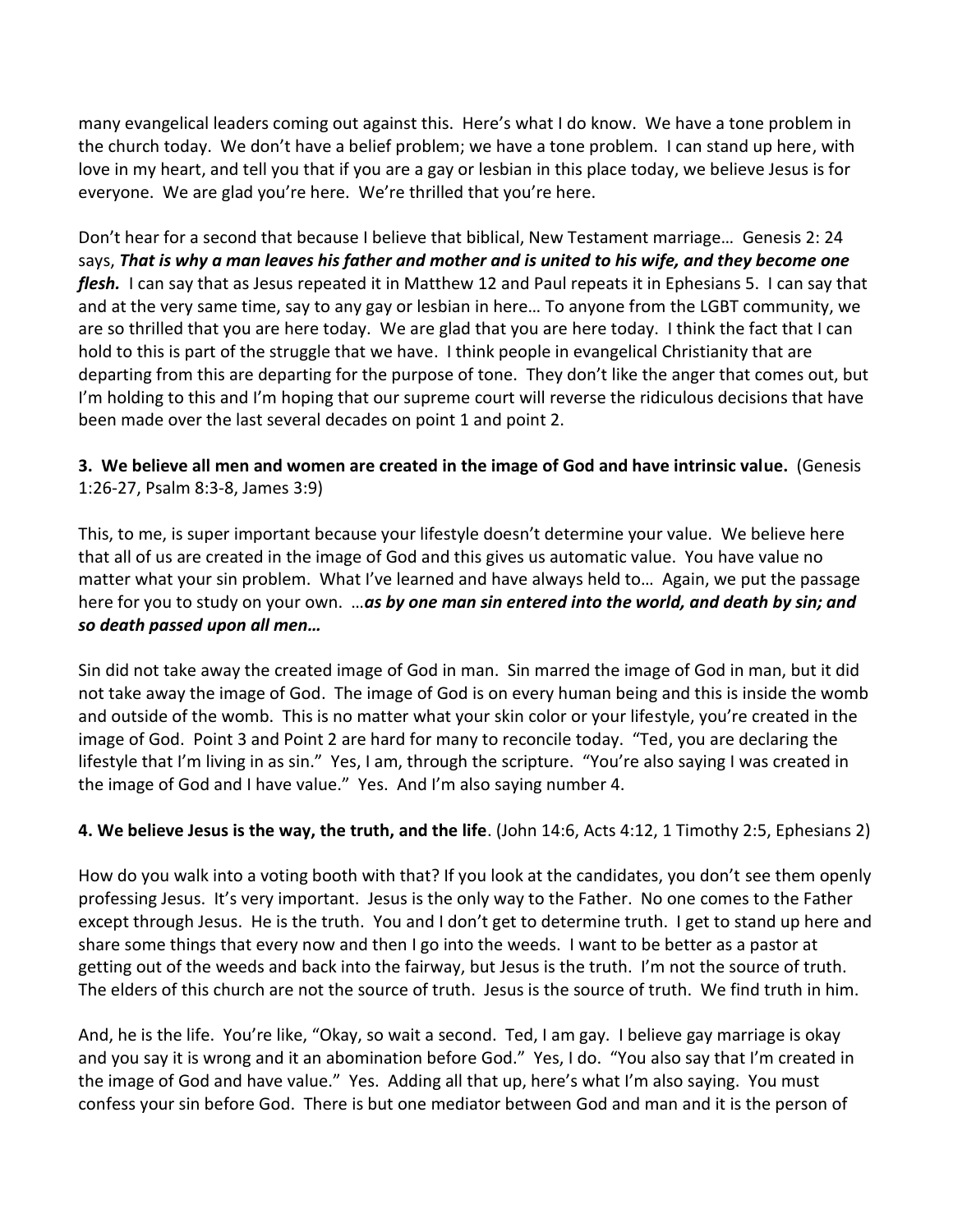many evangelical leaders coming out against this. Here's what I do know. We have a tone problem in the church today. We don't have a belief problem; we have a tone problem. I can stand up here, with love in my heart, and tell you that if you are a gay or lesbian in this place today, we believe Jesus is for everyone. We are glad you're here. We're thrilled that you're here.

Don't hear for a second that because I believe that biblical, New Testament marriage… Genesis 2: 24 says, ***That is why a man leaves his father and mother and is united to his wife, and they become one flesh.*** I can say that as Jesus repeated it in Matthew 12 and Paul repeats it in Ephesians 5. I can say that and at the very same time, say to any gay or lesbian in here… To anyone from the LGBT community, we are so thrilled that you are here today. We are glad that you are here today. I think the fact that I can hold to this is part of the struggle that we have. I think people in evangelical Christianity that are departing from this are departing for the purpose of tone. They don't like the anger that comes out, but I'm holding to this and I'm hoping that our supreme court will reverse the ridiculous decisions that have been made over the last several decades on point 1 and point 2.

**3. We believe all men and women are created in the image of God and have intrinsic value.** (Genesis 1:26-27, Psalm 8:3-8, James 3:9)

This, to me, is super important because your lifestyle doesn't determine your value. We believe here that all of us are created in the image of God and this gives us automatic value. You have value no matter what your sin problem. What I've learned and have always held to… Again, we put the passage here for you to study on your own. …***as by one man sin entered into the world, and death by sin; and so death passed upon all men…***

Sin did not take away the created image of God in man. Sin marred the image of God in man, but it did not take away the image of God. The image of God is on every human being and this is inside the womb and outside of the womb. This is no matter what your skin color or your lifestyle, you're created in the image of God. Point 3 and Point 2 are hard for many to reconcile today. "Ted, you are declaring the lifestyle that I'm living in as sin." Yes, I am, through the scripture. "You're also saying I was created in the image of God and I have value." Yes. And I'm also saying number 4.

**4. We believe Jesus is the way, the truth, and the life**. (John 14:6, Acts 4:12, 1 Timothy 2:5, Ephesians 2)

How do you walk into a voting booth with that? If you look at the candidates, you don't see them openly professing Jesus. It's very important. Jesus is the only way to the Father. No one comes to the Father except through Jesus. He is the truth. You and I don't get to determine truth. I get to stand up here and share some things that every now and then I go into the weeds. I want to be better as a pastor at getting out of the weeds and back into the fairway, but Jesus is the truth. I'm not the source of truth. The elders of this church are not the source of truth. Jesus is the source of truth. We find truth in him.

And, he is the life. You're like, "Okay, so wait a second. Ted, I am gay. I believe gay marriage is okay and you say it is wrong and it an abomination before God." Yes, I do. "You also say that I'm created in the image of God and have value." Yes. Adding all that up, here's what I'm also saying. You must confess your sin before God. There is but one mediator between God and man and it is the person of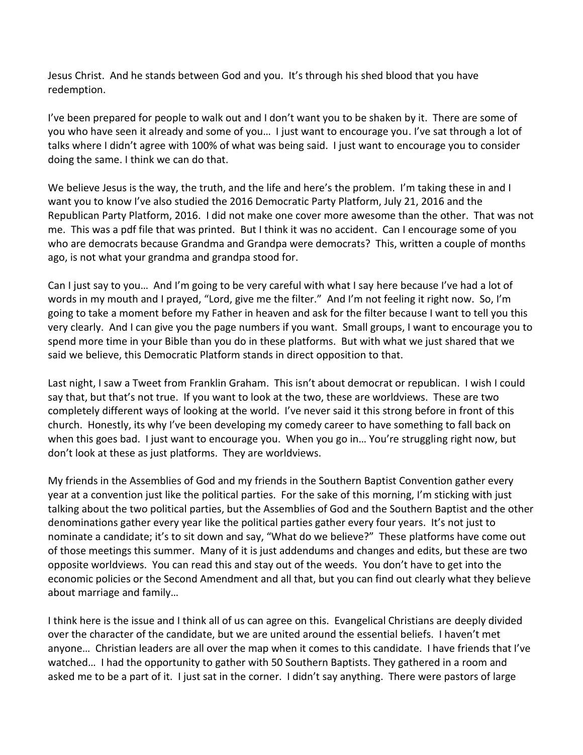Jesus Christ. And he stands between God and you. It's through his shed blood that you have redemption.

I've been prepared for people to walk out and I don't want you to be shaken by it. There are some of you who have seen it already and some of you… I just want to encourage you. I've sat through a lot of talks where I didn't agree with 100% of what was being said. I just want to encourage you to consider doing the same. I think we can do that.

We believe Jesus is the way, the truth, and the life and here's the problem. I'm taking these in and I want you to know I've also studied the 2016 Democratic Party Platform, July 21, 2016 and the Republican Party Platform, 2016. I did not make one cover more awesome than the other. That was not me. This was a pdf file that was printed. But I think it was no accident. Can I encourage some of you who are democrats because Grandma and Grandpa were democrats? This, written a couple of months ago, is not what your grandma and grandpa stood for.

Can I just say to you… And I'm going to be very careful with what I say here because I've had a lot of words in my mouth and I prayed, "Lord, give me the filter." And I'm not feeling it right now. So, I'm going to take a moment before my Father in heaven and ask for the filter because I want to tell you this very clearly. And I can give you the page numbers if you want. Small groups, I want to encourage you to spend more time in your Bible than you do in these platforms. But with what we just shared that we said we believe, this Democratic Platform stands in direct opposition to that.

Last night, I saw a Tweet from Franklin Graham. This isn't about democrat or republican. I wish I could say that, but that's not true. If you want to look at the two, these are worldviews. These are two completely different ways of looking at the world. I've never said it this strong before in front of this church. Honestly, its why I've been developing my comedy career to have something to fall back on when this goes bad. I just want to encourage you. When you go in… You're struggling right now, but don't look at these as just platforms. They are worldviews.

My friends in the Assemblies of God and my friends in the Southern Baptist Convention gather every year at a convention just like the political parties. For the sake of this morning, I'm sticking with just talking about the two political parties, but the Assemblies of God and the Southern Baptist and the other denominations gather every year like the political parties gather every four years. It's not just to nominate a candidate; it's to sit down and say, "What do we believe?" These platforms have come out of those meetings this summer. Many of it is just addendums and changes and edits, but these are two opposite worldviews. You can read this and stay out of the weeds. You don't have to get into the economic policies or the Second Amendment and all that, but you can find out clearly what they believe about marriage and family…

I think here is the issue and I think all of us can agree on this. Evangelical Christians are deeply divided over the character of the candidate, but we are united around the essential beliefs. I haven't met anyone… Christian leaders are all over the map when it comes to this candidate. I have friends that I've watched… I had the opportunity to gather with 50 Southern Baptists. They gathered in a room and asked me to be a part of it. I just sat in the corner. I didn't say anything. There were pastors of large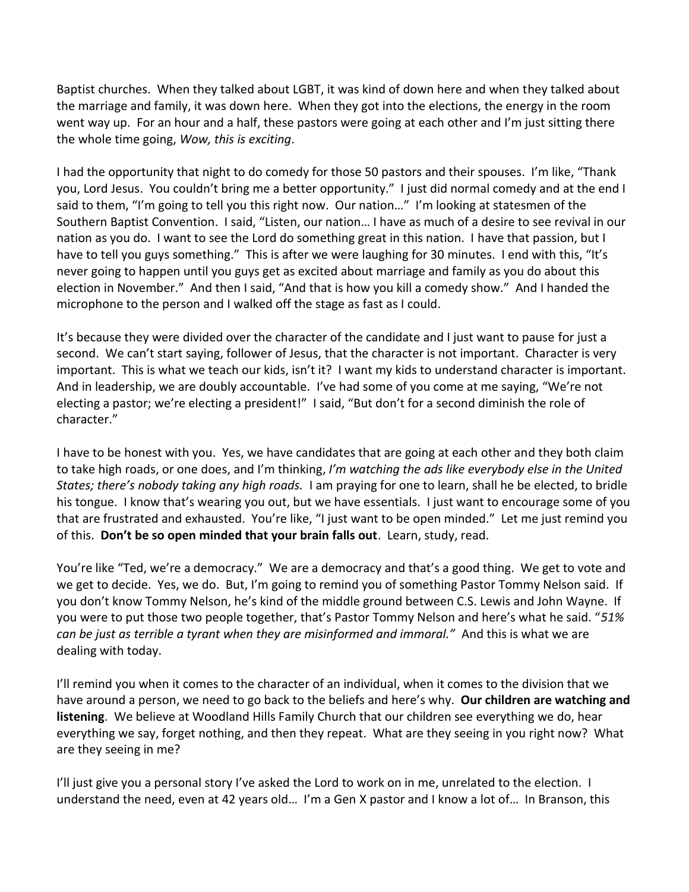Baptist churches. When they talked about LGBT, it was kind of down here and when they talked about the marriage and family, it was down here. When they got into the elections, the energy in the room went way up. For an hour and a half, these pastors were going at each other and I'm just sitting there the whole time going, *Wow, this is exciting*.

I had the opportunity that night to do comedy for those 50 pastors and their spouses. I'm like, "Thank you, Lord Jesus. You couldn't bring me a better opportunity." I just did normal comedy and at the end I said to them, "I'm going to tell you this right now. Our nation…" I'm looking at statesmen of the Southern Baptist Convention. I said, "Listen, our nation… I have as much of a desire to see revival in our nation as you do. I want to see the Lord do something great in this nation. I have that passion, but I have to tell you guys something." This is after we were laughing for 30 minutes. I end with this, "It's never going to happen until you guys get as excited about marriage and family as you do about this election in November." And then I said, "And that is how you kill a comedy show." And I handed the microphone to the person and I walked off the stage as fast as I could.

It's because they were divided over the character of the candidate and I just want to pause for just a second. We can't start saying, follower of Jesus, that the character is not important. Character is very important. This is what we teach our kids, isn't it? I want my kids to understand character is important. And in leadership, we are doubly accountable. I've had some of you come at me saying, "We're not electing a pastor; we're electing a president!" I said, "But don't for a second diminish the role of character."

I have to be honest with you. Yes, we have candidates that are going at each other and they both claim to take high roads, or one does, and I'm thinking, *I'm watching the ads like everybody else in the United States; there's nobody taking any high roads.* I am praying for one to learn, shall he be elected, to bridle his tongue. I know that's wearing you out, but we have essentials. I just want to encourage some of you that are frustrated and exhausted. You're like, "I just want to be open minded." Let me just remind you of this. **Don't be so open minded that your brain falls out**. Learn, study, read.

You're like "Ted, we're a democracy." We are a democracy and that's a good thing. We get to vote and we get to decide. Yes, we do. But, I'm going to remind you of something Pastor Tommy Nelson said. If you don't know Tommy Nelson, he's kind of the middle ground between C.S. Lewis and John Wayne. If you were to put those two people together, that's Pastor Tommy Nelson and here's what he said. "*51% can be just as terrible a tyrant when they are misinformed and immoral."* And this is what we are dealing with today.

I'll remind you when it comes to the character of an individual, when it comes to the division that we have around a person, we need to go back to the beliefs and here's why. **Our children are watching and listening**. We believe at Woodland Hills Family Church that our children see everything we do, hear everything we say, forget nothing, and then they repeat. What are they seeing in you right now? What are they seeing in me?

I'll just give you a personal story I've asked the Lord to work on in me, unrelated to the election. I understand the need, even at 42 years old… I'm a Gen X pastor and I know a lot of… In Branson, this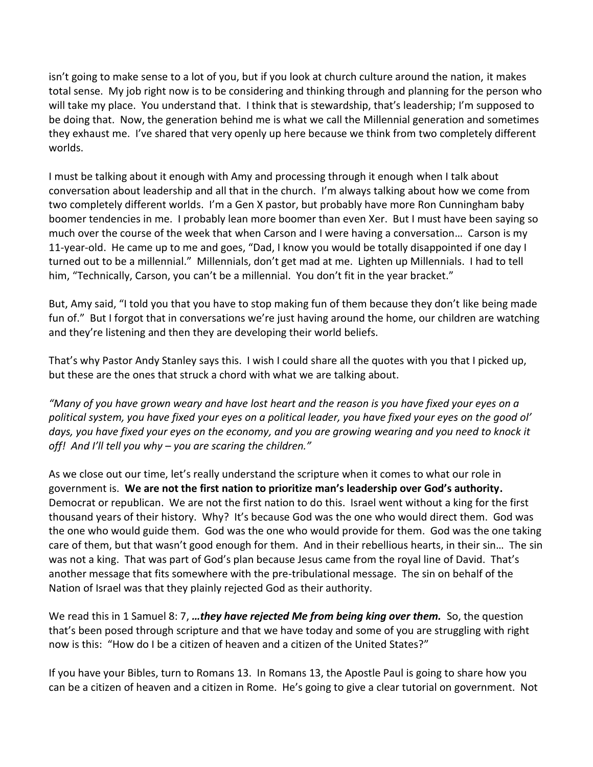isn't going to make sense to a lot of you, but if you look at church culture around the nation, it makes total sense. My job right now is to be considering and thinking through and planning for the person who will take my place. You understand that. I think that is stewardship, that's leadership; I'm supposed to be doing that. Now, the generation behind me is what we call the Millennial generation and sometimes they exhaust me. I've shared that very openly up here because we think from two completely different worlds.

I must be talking about it enough with Amy and processing through it enough when I talk about conversation about leadership and all that in the church. I'm always talking about how we come from two completely different worlds. I'm a Gen X pastor, but probably have more Ron Cunningham baby boomer tendencies in me. I probably lean more boomer than even Xer. But I must have been saying so much over the course of the week that when Carson and I were having a conversation… Carson is my 11-year-old. He came up to me and goes, "Dad, I know you would be totally disappointed if one day I turned out to be a millennial." Millennials, don't get mad at me. Lighten up Millennials. I had to tell him, "Technically, Carson, you can't be a millennial. You don't fit in the year bracket."

But, Amy said, "I told you that you have to stop making fun of them because they don't like being made fun of." But I forgot that in conversations we're just having around the home, our children are watching and they're listening and then they are developing their world beliefs.

That's why Pastor Andy Stanley says this. I wish I could share all the quotes with you that I picked up, but these are the ones that struck a chord with what we are talking about.

*"Many of you have grown weary and have lost heart and the reason is you have fixed your eyes on a political system, you have fixed your eyes on a political leader, you have fixed your eyes on the good ol' days, you have fixed your eyes on the economy, and you are growing wearing and you need to knock it off! And I'll tell you why – you are scaring the children."*

As we close out our time, let's really understand the scripture when it comes to what our role in government is. **We are not the first nation to prioritize man's leadership over God's authority.** Democrat or republican. We are not the first nation to do this. Israel went without a king for the first thousand years of their history. Why? It's because God was the one who would direct them. God was the one who would guide them. God was the one who would provide for them. God was the one taking care of them, but that wasn't good enough for them. And in their rebellious hearts, in their sin… The sin was not a king. That was part of God's plan because Jesus came from the royal line of David. That's another message that fits somewhere with the pre-tribulational message. The sin on behalf of the Nation of Israel was that they plainly rejected God as their authority.

We read this in 1 Samuel 8: 7, ***…they have rejected Me from being king over them.*** So, the question that's been posed through scripture and that we have today and some of you are struggling with right now is this: "How do I be a citizen of heaven and a citizen of the United States?"

If you have your Bibles, turn to Romans 13. In Romans 13, the Apostle Paul is going to share how you can be a citizen of heaven and a citizen in Rome. He's going to give a clear tutorial on government. Not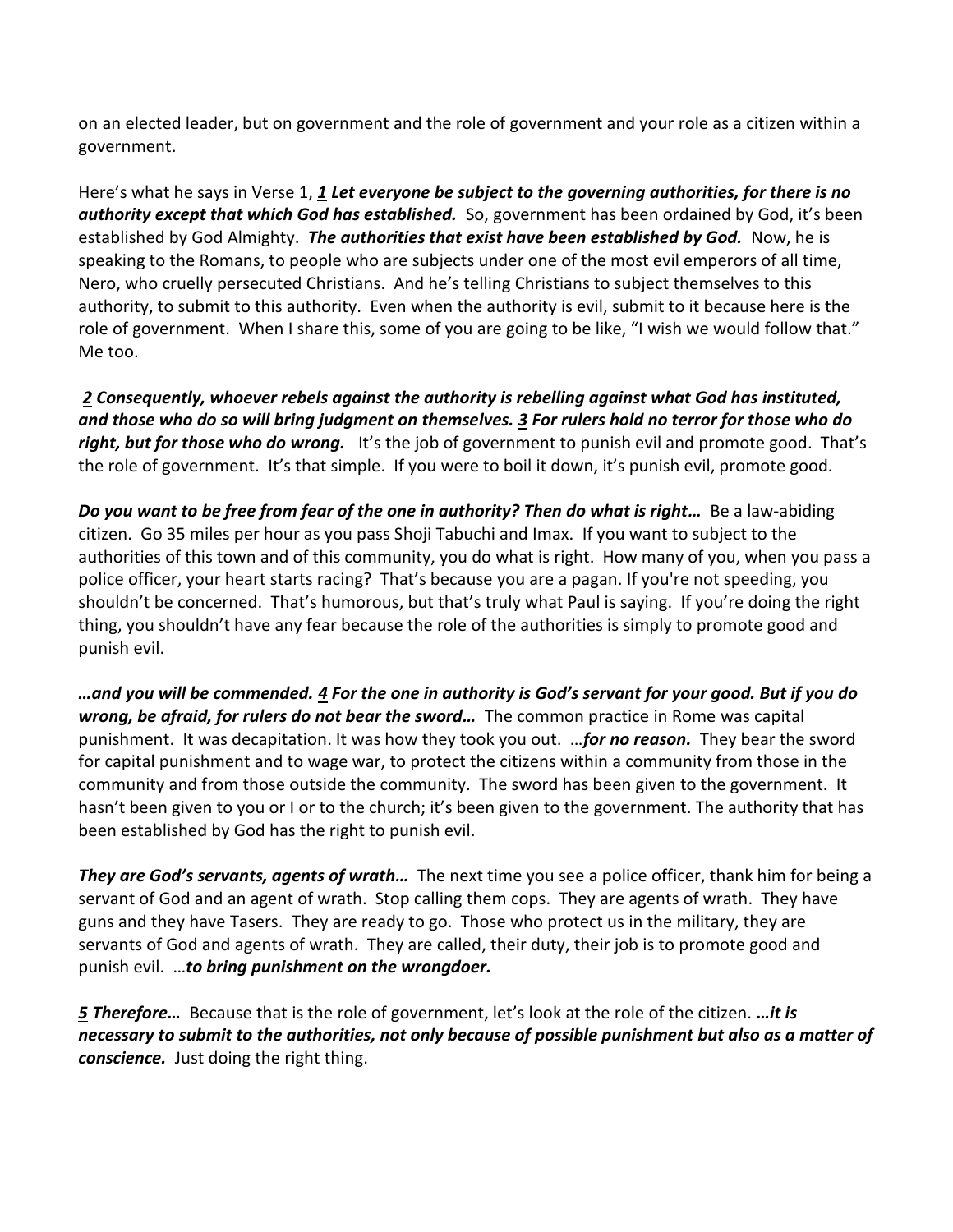on an elected leader, but on government and the role of government and your role as a citizen within a government.

Here's what he says in Verse 1, ***1*** ***Let everyone be subject to the governing authorities, for there is no authority except that which God has established.*** So, government has been ordained by God, it's been established by God Almighty. ***The authorities that exist have been established by God.*** Now, he is speaking to the Romans, to people who are subjects under one of the most evil emperors of all time, Nero, who cruelly persecuted Christians. And he's telling Christians to subject themselves to this authority, to submit to this authority. Even when the authority is evil, submit to it because here is the role of government. When I share this, some of you are going to be like, "I wish we would follow that." Me too.

***2*** ***Consequently, whoever rebels against the authority is rebelling against what God has instituted, and those who do so will bring judgment on themselves.*** ***3*** ***For rulers hold no terror for those who do right, but for those who do wrong.*** It's the job of government to punish evil and promote good. That's the role of government. It's that simple. If you were to boil it down, it's punish evil, promote good.

***Do you want to be free from fear of the one in authority? Then do what is right…*** Be a law-abiding citizen. Go 35 miles per hour as you pass Shoji Tabuchi and Imax. If you want to subject to the authorities of this town and of this community, you do what is right. How many of you, when you pass a police officer, your heart starts racing? That's because you are a pagan. If you're not speeding, you shouldn't be concerned. That's humorous, but that's truly what Paul is saying. If you're doing the right thing, you shouldn't have any fear because the role of the authorities is simply to promote good and punish evil.

***…and you will be commended.*** ***4*** ***For the one in authority is God's servant for your good. But if you do wrong, be afraid, for rulers do not bear the sword…*** The common practice in Rome was capital punishment. It was decapitation. It was how they took you out. …***for no reason.*** They bear the sword for capital punishment and to wage war, to protect the citizens within a community from those in the community and from those outside the community. The sword has been given to the government. It hasn't been given to you or I or to the church; it's been given to the government. The authority that has been established by God has the right to punish evil.

***They are God's servants, agents of wrath…*** The next time you see a police officer, thank him for being a servant of God and an agent of wrath. Stop calling them cops. They are agents of wrath. They have guns and they have Tasers. They are ready to go. Those who protect us in the military, they are servants of God and agents of wrath. They are called, their duty, their job is to promote good and punish evil. …***to bring punishment on the wrongdoer.***

***5*** ***Therefore…*** Because that is the role of government, let's look at the role of the citizen. ***…it is necessary to submit to the authorities, not only because of possible punishment but also as a matter of conscience.*** Just doing the right thing.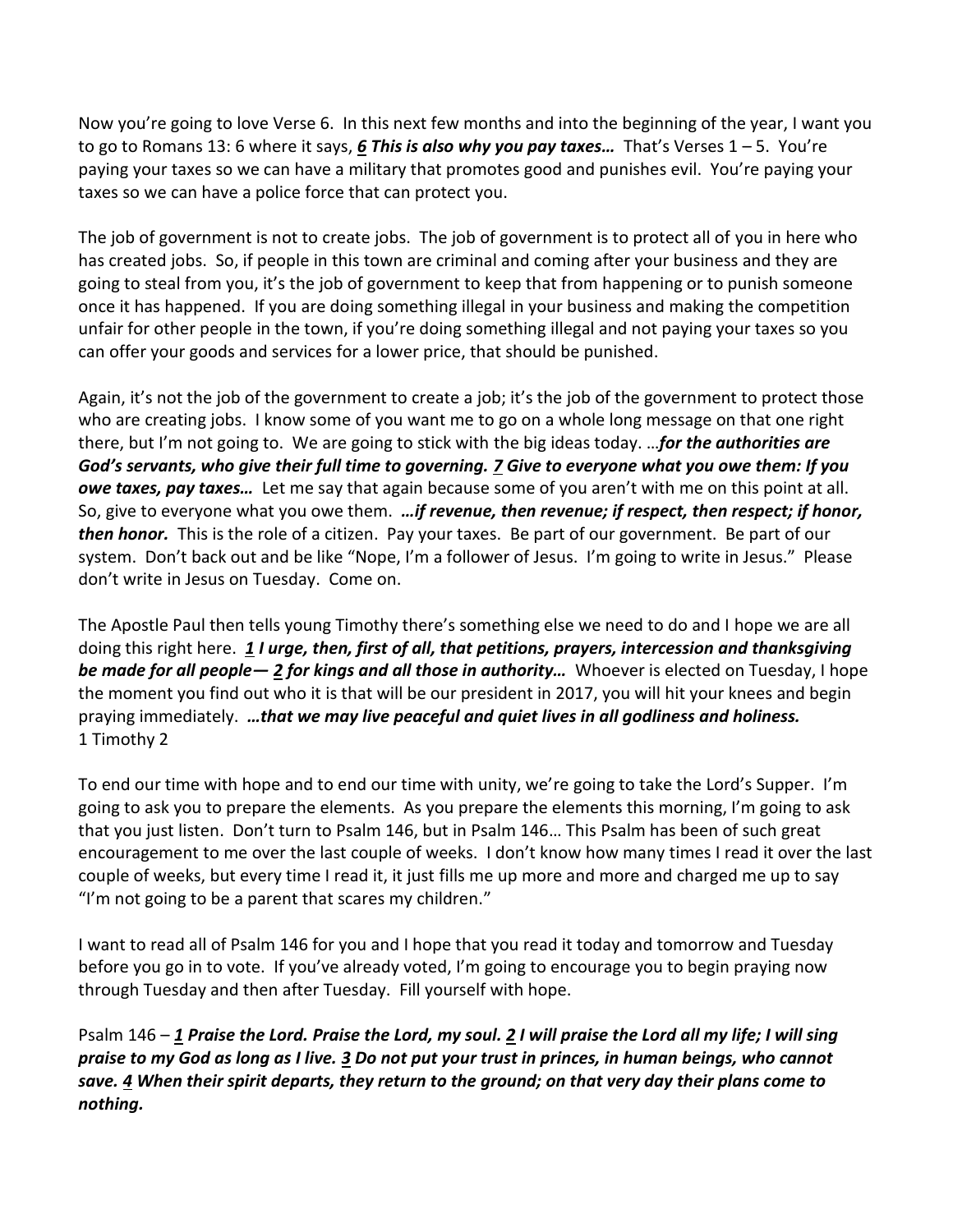Now you're going to love Verse 6. In this next few months and into the beginning of the year, I want you to go to Romans 13: 6 where it says, ***6 This is also why you pay taxes…*** That's Verses 1 – 5. You're paying your taxes so we can have a military that promotes good and punishes evil. You're paying your taxes so we can have a police force that can protect you.

The job of government is not to create jobs. The job of government is to protect all of you in here who has created jobs. So, if people in this town are criminal and coming after your business and they are going to steal from you, it's the job of government to keep that from happening or to punish someone once it has happened. If you are doing something illegal in your business and making the competition unfair for other people in the town, if you're doing something illegal and not paying your taxes so you can offer your goods and services for a lower price, that should be punished.

Again, it's not the job of the government to create a job; it's the job of the government to protect those who are creating jobs. I know some of you want me to go on a whole long message on that one right there, but I'm not going to. We are going to stick with the big ideas today. …***for the authorities are God's servants, who give their full time to governing. 7 Give to everyone what you owe them: If you owe taxes, pay taxes…*** Let me say that again because some of you aren't with me on this point at all. So, give to everyone what you owe them. ***…if revenue, then revenue; if respect, then respect; if honor, then honor.*** This is the role of a citizen. Pay your taxes. Be part of our government. Be part of our system. Don't back out and be like "Nope, I'm a follower of Jesus. I'm going to write in Jesus." Please don't write in Jesus on Tuesday. Come on.

The Apostle Paul then tells young Timothy there's something else we need to do and I hope we are all doing this right here. ***1 I urge, then, first of all, that petitions, prayers, intercession and thanksgiving be made for all people— 2 for kings and all those in authority…*** Whoever is elected on Tuesday, I hope the moment you find out who it is that will be our president in 2017, you will hit your knees and begin praying immediately. ***…that we may live peaceful and quiet lives in all godliness and holiness.***
1 Timothy 2

To end our time with hope and to end our time with unity, we're going to take the Lord's Supper. I'm going to ask you to prepare the elements. As you prepare the elements this morning, I'm going to ask that you just listen. Don't turn to Psalm 146, but in Psalm 146… This Psalm has been of such great encouragement to me over the last couple of weeks. I don't know how many times I read it over the last couple of weeks, but every time I read it, it just fills me up more and more and charged me up to say "I'm not going to be a parent that scares my children."

I want to read all of Psalm 146 for you and I hope that you read it today and tomorrow and Tuesday before you go in to vote. If you've already voted, I'm going to encourage you to begin praying now through Tuesday and then after Tuesday. Fill yourself with hope.

Psalm 146 – ***1 Praise the Lord. Praise the Lord, my soul. 2 I will praise the Lord all my life; I will sing praise to my God as long as I live. 3 Do not put your trust in princes, in human beings, who cannot save. 4 When their spirit departs, they return to the ground; on that very day their plans come to nothing.***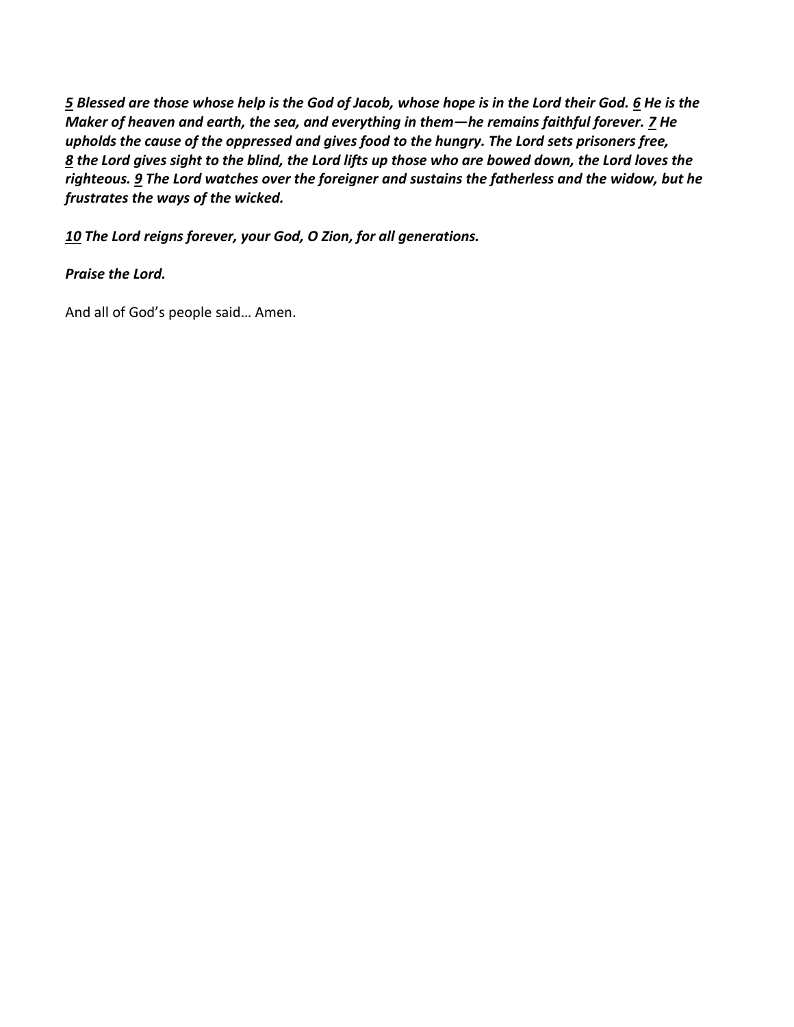***5** Blessed are those whose help is the God of Jacob, whose hope is in the Lord their God. **6** He is the Maker of heaven and earth, the sea, and everything in them—he remains faithful forever. **7** He upholds the cause of the oppressed and gives food to the hungry. The Lord sets prisoners free, **8** the Lord gives sight to the blind, the Lord lifts up those who are bowed down, the Lord loves the righteous. **9** The Lord watches over the foreigner and sustains the fatherless and the widow, but he frustrates the ways of the wicked.*

***10** The Lord reigns forever, your God, O Zion, for all generations.*

***Praise the Lord.***

And all of God's people said… Amen.